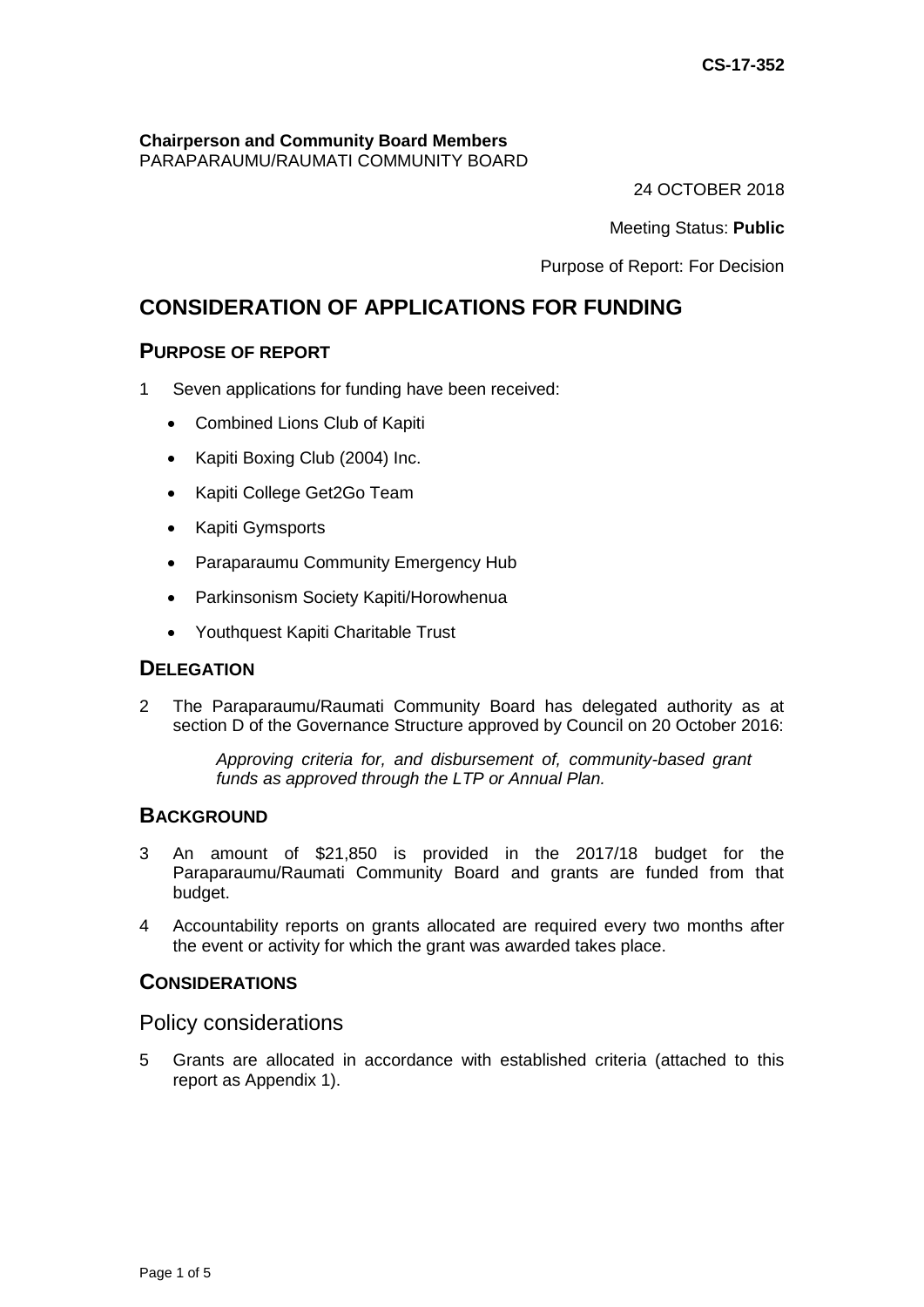CS-17-352

**Chairperson and Community Board Members**
PARAPARAUMU/RAUMATI COMMUNITY BOARD

24 OCTOBER 2018

Meeting Status: **Public**

Purpose of Report: For Decision

# CONSIDERATION OF APPLICATIONS FOR FUNDING

## PURPOSE OF REPORT

1 Seven applications for funding have been received:

- Combined Lions Club of Kapiti
- Kapiti Boxing Club (2004) Inc.
- Kapiti College Get2Go Team
- Kapiti Gymsports
- Paraparaumu Community Emergency Hub
- Parkinsonism Society Kapiti/Horowhenua
- Youthquest Kapiti Charitable Trust

## DELEGATION

2 The Paraparaumu/Raumati Community Board has delegated authority as at section D of the Governance Structure approved by Council on 20 October 2016:

> *Approving criteria for, and disbursement of, community-based grant funds as approved through the LTP or Annual Plan.*

## BACKGROUND

3 An amount of $21,850 is provided in the 2017/18 budget for the Paraparaumu/Raumati Community Board and grants are funded from that budget.

4 Accountability reports on grants allocated are required every two months after the event or activity for which the grant was awarded takes place.

## CONSIDERATIONS

### Policy considerations

5 Grants are allocated in accordance with established criteria (attached to this report as Appendix 1).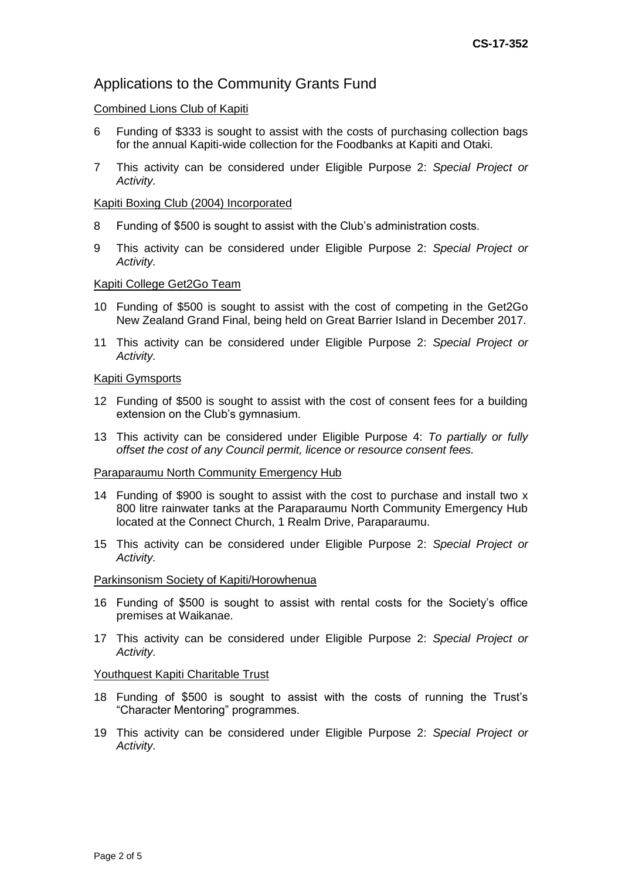## Applications to the Community Grants Fund

Combined Lions Club of Kapiti

6 Funding of $333 is sought to assist with the costs of purchasing collection bags for the annual Kapiti-wide collection for the Foodbanks at Kapiti and Otaki.

7 This activity can be considered under Eligible Purpose 2: *Special Project or Activity*.

Kapiti Boxing Club (2004) Incorporated

8 Funding of $500 is sought to assist with the Club's administration costs.

9 This activity can be considered under Eligible Purpose 2: *Special Project or Activity*.

Kapiti College Get2Go Team

10 Funding of $500 is sought to assist with the cost of competing in the Get2Go New Zealand Grand Final, being held on Great Barrier Island in December 2017.

11 This activity can be considered under Eligible Purpose 2: *Special Project or Activity*.

Kapiti Gymsports

12 Funding of $500 is sought to assist with the cost of consent fees for a building extension on the Club's gymnasium.

13 This activity can be considered under Eligible Purpose 4: *To partially or fully offset the cost of any Council permit, licence or resource consent fees.*

Paraparaumu North Community Emergency Hub

14 Funding of $900 is sought to assist with the cost to purchase and install two x 800 litre rainwater tanks at the Paraparaumu North Community Emergency Hub located at the Connect Church, 1 Realm Drive, Paraparaumu.

15 This activity can be considered under Eligible Purpose 2: *Special Project or Activity*.

Parkinsonism Society of Kapiti/Horowhenua

16 Funding of $500 is sought to assist with rental costs for the Society's office premises at Waikanae.

17 This activity can be considered under Eligible Purpose 2: *Special Project or Activity*.

Youthquest Kapiti Charitable Trust

18 Funding of $500 is sought to assist with the costs of running the Trust's "Character Mentoring" programmes.

19 This activity can be considered under Eligible Purpose 2: *Special Project or Activity*.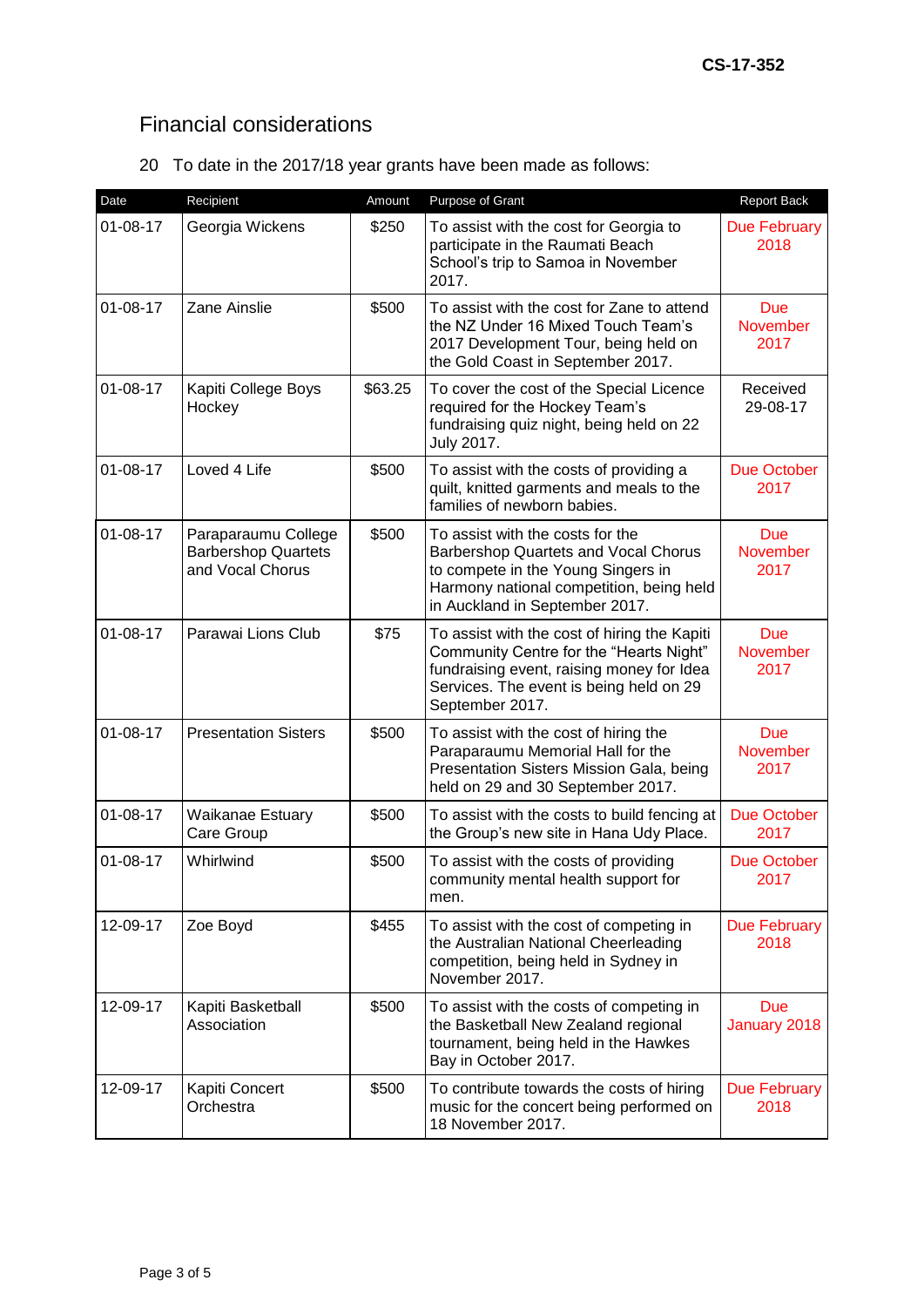## Financial considerations

20 To date in the 2017/18 year grants have been made as follows:

| Date | Recipient | Amount | Purpose of Grant | Report Back |
|---|---|---|---|---|
| 01-08-17 | Georgia Wickens | $250 | To assist with the cost for Georgia to participate in the Raumati Beach School's trip to Samoa in November 2017. | Due February 2018 |
| 01-08-17 | Zane Ainslie | $500 | To assist with the cost for Zane to attend the NZ Under 16 Mixed Touch Team's 2017 Development Tour, being held on the Gold Coast in September 2017. | Due November 2017 |
| 01-08-17 | Kapiti College Boys Hockey | $63.25 | To cover the cost of the Special Licence required for the Hockey Team's fundraising quiz night, being held on 22 July 2017. | Received 29-08-17 |
| 01-08-17 | Loved 4 Life | $500 | To assist with the costs of providing a quilt, knitted garments and meals to the families of newborn babies. | Due October 2017 |
| 01-08-17 | Paraparaumu College Barbershop Quartets and Vocal Chorus | $500 | To assist with the costs for the Barbershop Quartets and Vocal Chorus to compete in the Young Singers in Harmony national competition, being held in Auckland in September 2017. | Due November 2017 |
| 01-08-17 | Parawai Lions Club | $75 | To assist with the cost of hiring the Kapiti Community Centre for the "Hearts Night" fundraising event, raising money for Idea Services. The event is being held on 29 September 2017. | Due November 2017 |
| 01-08-17 | Presentation Sisters | $500 | To assist with the cost of hiring the Paraparaumu Memorial Hall for the Presentation Sisters Mission Gala, being held on 29 and 30 September 2017. | Due November 2017 |
| 01-08-17 | Waikanae Estuary Care Group | $500 | To assist with the costs to build fencing at the Group's new site in Hana Udy Place. | Due October 2017 |
| 01-08-17 | Whirlwind | $500 | To assist with the costs of providing community mental health support for men. | Due October 2017 |
| 12-09-17 | Zoe Boyd | $455 | To assist with the cost of competing in the Australian National Cheerleading competition, being held in Sydney in November 2017. | Due February 2018 |
| 12-09-17 | Kapiti Basketball Association | $500 | To assist with the costs of competing in the Basketball New Zealand regional tournament, being held in the Hawkes Bay in October 2017. | Due January 2018 |
| 12-09-17 | Kapiti Concert Orchestra | $500 | To contribute towards the costs of hiring music for the concert being performed on 18 November 2017. | Due February 2018 |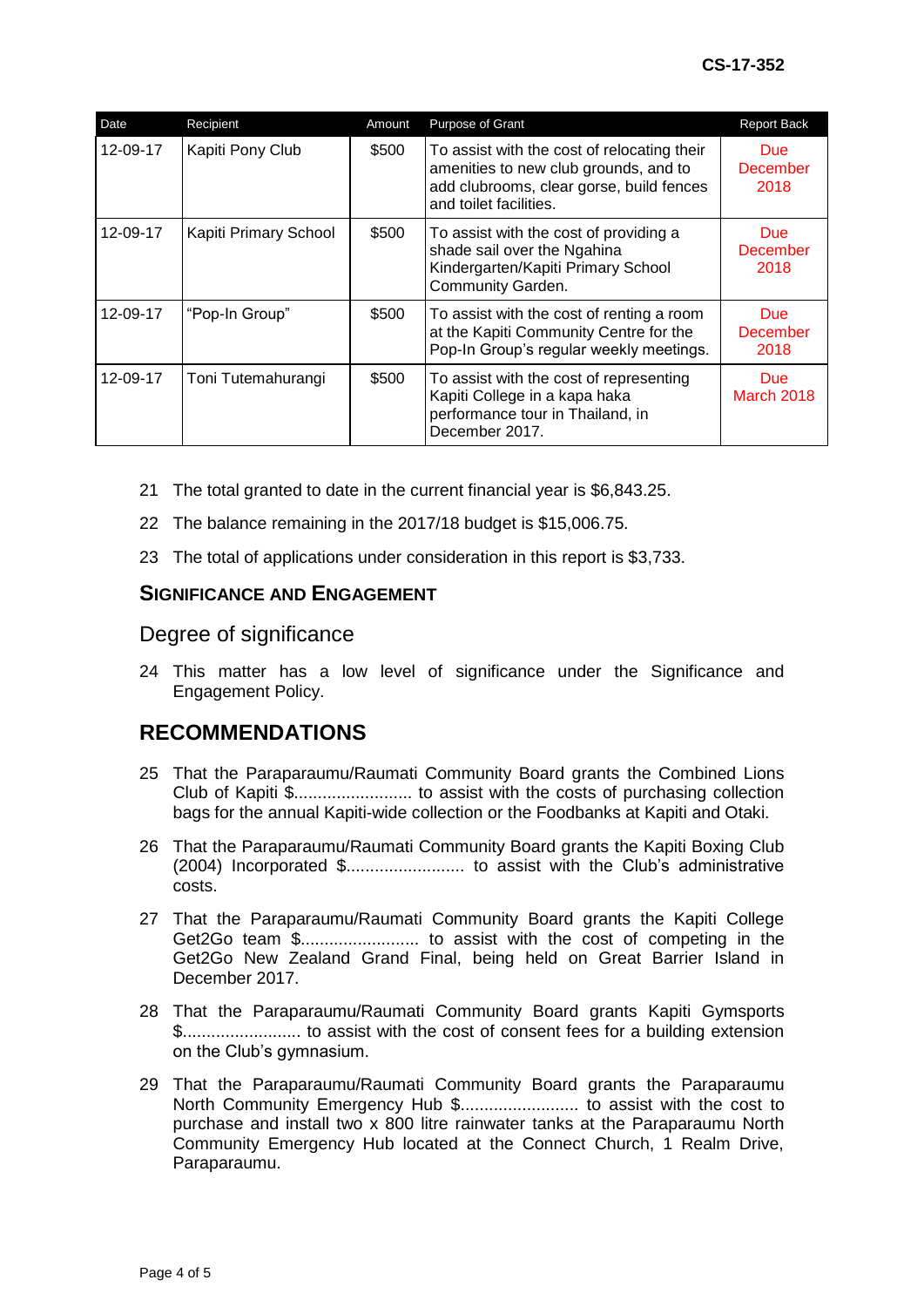| Date | Recipient | Amount | Purpose of Grant | Report Back |
|---|---|---|---|---|
| 12-09-17 | Kapiti Pony Club | $500 | To assist with the cost of relocating their amenities to new club grounds, and to add clubrooms, clear gorse, build fences and toilet facilities. | Due December 2018 |
| 12-09-17 | Kapiti Primary School | $500 | To assist with the cost of providing a shade sail over the Ngahina Kindergarten/Kapiti Primary School Community Garden. | Due December 2018 |
| 12-09-17 | "Pop-In Group" | $500 | To assist with the cost of renting a room at the Kapiti Community Centre for the Pop-In Group's regular weekly meetings. | Due December 2018 |
| 12-09-17 | Toni Tutemahurangi | $500 | To assist with the cost of representing Kapiti College in a kapa haka performance tour in Thailand, in December 2017. | Due March 2018 |

21 The total granted to date in the current financial year is $6,843.25.

22 The balance remaining in the 2017/18 budget is $15,006.75.

23 The total of applications under consideration in this report is $3,733.

### Significance and Engagement

#### Degree of significance

24 This matter has a low level of significance under the Significance and Engagement Policy.

## RECOMMENDATIONS

25 That the Paraparaumu/Raumati Community Board grants the Combined Lions Club of Kapiti $......................... to assist with the costs of purchasing collection bags for the annual Kapiti-wide collection or the Foodbanks at Kapiti and Otaki.

26 That the Paraparaumu/Raumati Community Board grants the Kapiti Boxing Club (2004) Incorporated $......................... to assist with the Club's administrative costs.

27 That the Paraparaumu/Raumati Community Board grants the Kapiti College Get2Go team $......................... to assist with the cost of competing in the Get2Go New Zealand Grand Final, being held on Great Barrier Island in December 2017.

28 That the Paraparaumu/Raumati Community Board grants Kapiti Gymsports $......................... to assist with the cost of consent fees for a building extension on the Club's gymnasium.

29 That the Paraparaumu/Raumati Community Board grants the Paraparaumu North Community Emergency Hub $......................... to assist with the cost to purchase and install two x 800 litre rainwater tanks at the Paraparaumu North Community Emergency Hub located at the Connect Church, 1 Realm Drive, Paraparaumu.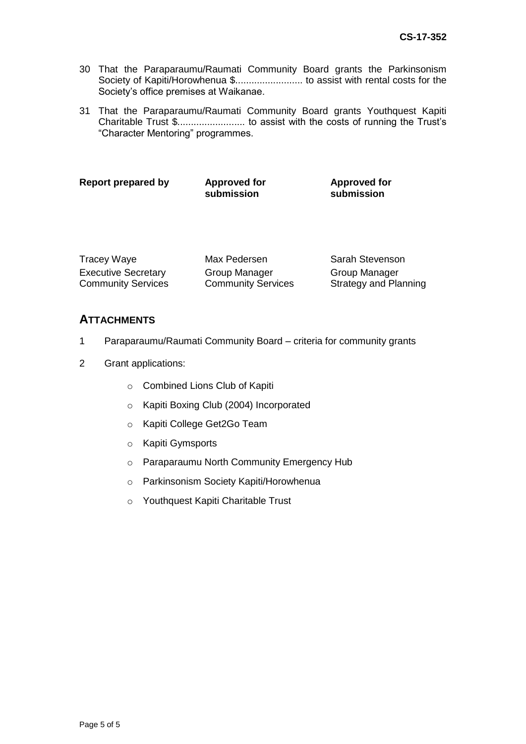30 That the Paraparaumu/Raumati Community Board grants the Parkinsonism Society of Kapiti/Horowhenua $......................... to assist with rental costs for the Society's office premises at Waikanae.

31 That the Paraparaumu/Raumati Community Board grants Youthquest Kapiti Charitable Trust $......................... to assist with the costs of running the Trust's "Character Mentoring" programmes.

| Report prepared by | Approved for submission | Approved for submission |
|---|---|---|
| Tracey Waye | Max Pedersen | Sarah Stevenson |
| Executive Secretary Community Services | Group Manager Community Services | Group Manager Strategy and Planning |

## ATTACHMENTS

1 Paraparaumu/Raumati Community Board – criteria for community grants

2 Grant applications:

- Combined Lions Club of Kapiti
- Kapiti Boxing Club (2004) Incorporated
- Kapiti College Get2Go Team
- Kapiti Gymsports
- Paraparaumu North Community Emergency Hub
- Parkinsonism Society Kapiti/Horowhenua
- Youthquest Kapiti Charitable Trust